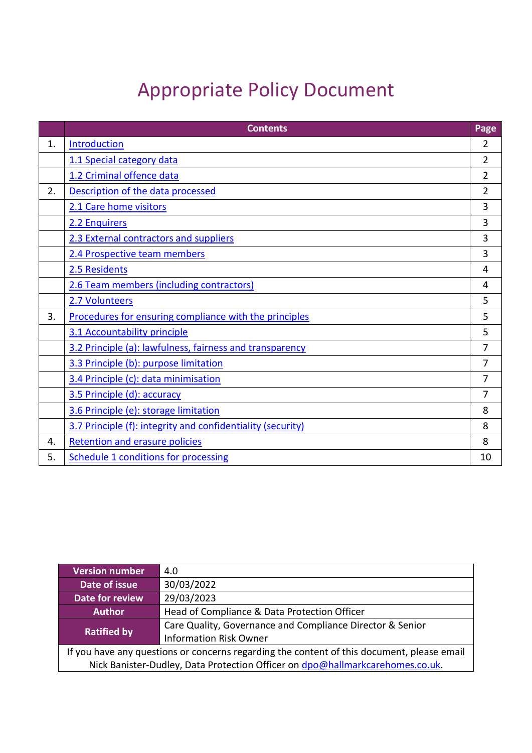# Appropriate Policy Document

| | Contents | Page |
|---|---|---|
| 1. | Introduction | 2 |
| | 1.1 Special category data | 2 |
| | 1.2 Criminal offence data | 2 |
| 2. | Description of the data processed | 2 |
| | 2.1 Care home visitors | 3 |
| | 2.2 Enquirers | 3 |
| | 2.3 External contractors and suppliers | 3 |
| | 2.4 Prospective team members | 3 |
| | 2.5 Residents | 4 |
| | 2.6 Team members (including contractors) | 4 |
| | 2.7 Volunteers | 5 |
| 3. | Procedures for ensuring compliance with the principles | 5 |
| | 3.1 Accountability principle | 5 |
| | 3.2 Principle (a): lawfulness, fairness and transparency | 7 |
| | 3.3 Principle (b): purpose limitation | 7 |
| | 3.4 Principle (c): data minimisation | 7 |
| | 3.5 Principle (d): accuracy | 7 |
| | 3.6 Principle (e): storage limitation | 8 |
| | 3.7 Principle (f): integrity and confidentiality (security) | 8 |
| 4. | Retention and erasure policies | 8 |
| 5. | Schedule 1 conditions for processing | 10 |

| | |
|---|---|
| **Version number** | 4.0 |
| **Date of issue** | 30/03/2022 |
| **Date for review** | 29/03/2023 |
| **Author** | Head of Compliance & Data Protection Officer |
| **Ratified by** | Care Quality, Governance and Compliance Director & Senior Information Risk Owner |

If you have any questions or concerns regarding the content of this document, please email Nick Banister-Dudley, Data Protection Officer on dpo@hallmarkcarehomes.co.uk.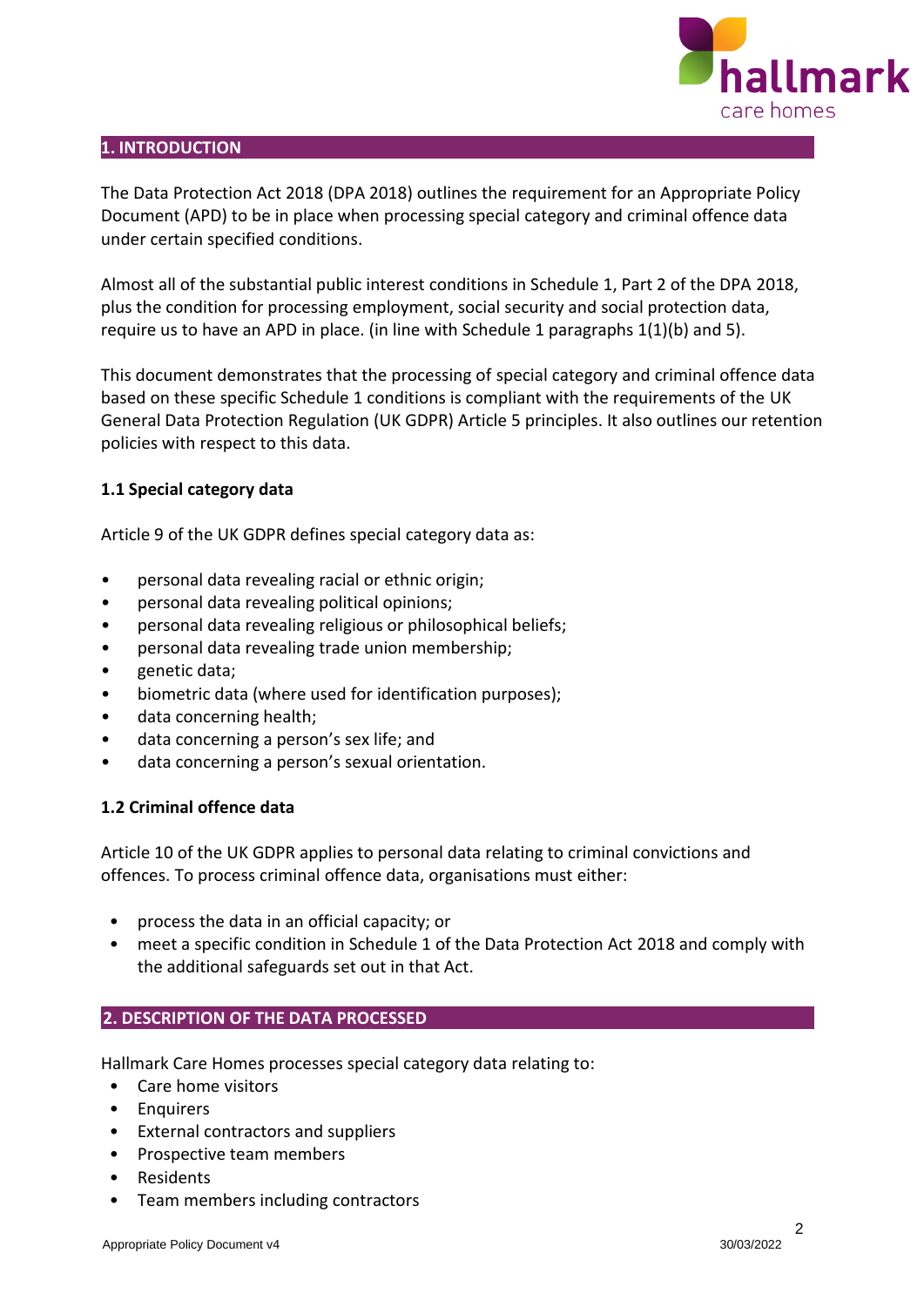## 1. INTRODUCTION

The Data Protection Act 2018 (DPA 2018) outlines the requirement for an Appropriate Policy Document (APD) to be in place when processing special category and criminal offence data under certain specified conditions.

Almost all of the substantial public interest conditions in Schedule 1, Part 2 of the DPA 2018, plus the condition for processing employment, social security and social protection data, require us to have an APD in place. (in line with Schedule 1 paragraphs 1(1)(b) and 5).

This document demonstrates that the processing of special category and criminal offence data based on these specific Schedule 1 conditions is compliant with the requirements of the UK General Data Protection Regulation (UK GDPR) Article 5 principles. It also outlines our retention policies with respect to this data.

### 1.1 Special category data

Article 9 of the UK GDPR defines special category data as:

- personal data revealing racial or ethnic origin;
- personal data revealing political opinions;
- personal data revealing religious or philosophical beliefs;
- personal data revealing trade union membership;
- genetic data;
- biometric data (where used for identification purposes);
- data concerning health;
- data concerning a person's sex life; and
- data concerning a person's sexual orientation.

### 1.2 Criminal offence data

Article 10 of the UK GDPR applies to personal data relating to criminal convictions and offences. To process criminal offence data, organisations must either:

- process the data in an official capacity; or
- meet a specific condition in Schedule 1 of the Data Protection Act 2018 and comply with the additional safeguards set out in that Act.

## 2. DESCRIPTION OF THE DATA PROCESSED

Hallmark Care Homes processes special category data relating to:

- Care home visitors
- Enquirers
- External contractors and suppliers
- Prospective team members
- Residents
- Team members including contractors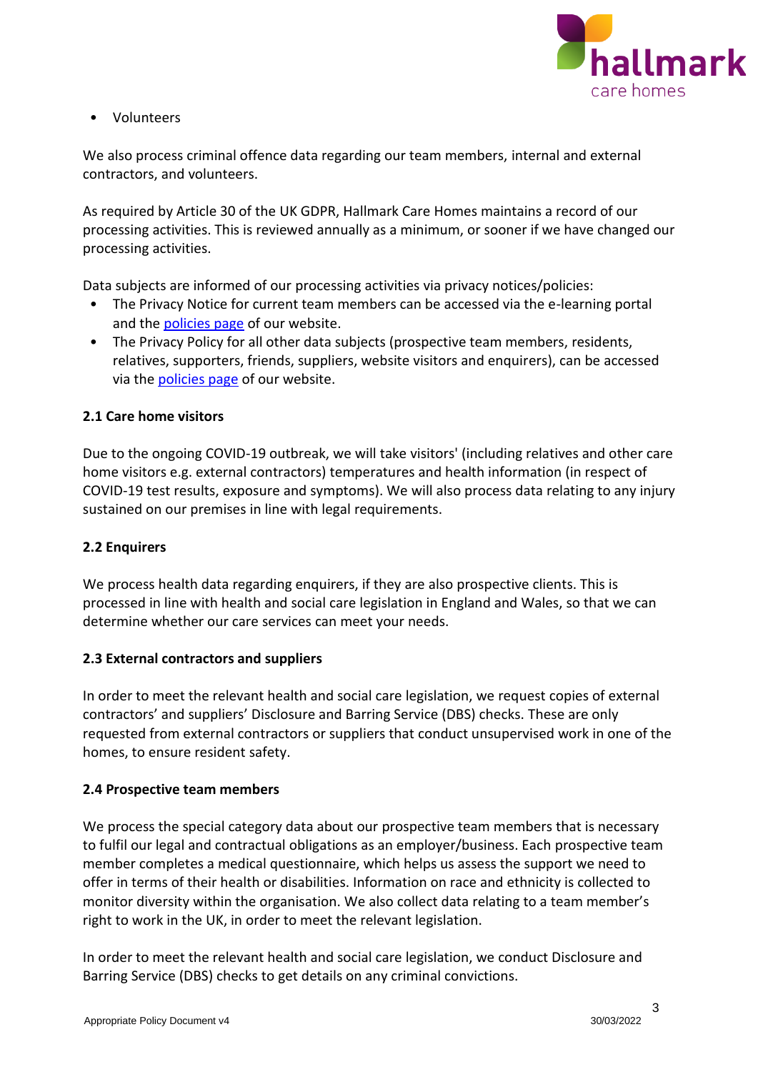- Volunteers

We also process criminal offence data regarding our team members, internal and external contractors, and volunteers.

As required by Article 30 of the UK GDPR, Hallmark Care Homes maintains a record of our processing activities. This is reviewed annually as a minimum, or sooner if we have changed our processing activities.

Data subjects are informed of our processing activities via privacy notices/policies:

- The Privacy Notice for current team members can be accessed via the e-learning portal and the policies page of our website.
- The Privacy Policy for all other data subjects (prospective team members, residents, relatives, supporters, friends, suppliers, website visitors and enquirers), can be accessed via the policies page of our website.

**2.1 Care home visitors**

Due to the ongoing COVID-19 outbreak, we will take visitors' (including relatives and other care home visitors e.g. external contractors) temperatures and health information (in respect of COVID-19 test results, exposure and symptoms). We will also process data relating to any injury sustained on our premises in line with legal requirements.

**2.2 Enquirers**

We process health data regarding enquirers, if they are also prospective clients. This is processed in line with health and social care legislation in England and Wales, so that we can determine whether our care services can meet your needs.

**2.3 External contractors and suppliers**

In order to meet the relevant health and social care legislation, we request copies of external contractors' and suppliers' Disclosure and Barring Service (DBS) checks. These are only requested from external contractors or suppliers that conduct unsupervised work in one of the homes, to ensure resident safety.

**2.4 Prospective team members**

We process the special category data about our prospective team members that is necessary to fulfil our legal and contractual obligations as an employer/business. Each prospective team member completes a medical questionnaire, which helps us assess the support we need to offer in terms of their health or disabilities. Information on race and ethnicity is collected to monitor diversity within the organisation. We also collect data relating to a team member's right to work in the UK, in order to meet the relevant legislation.

In order to meet the relevant health and social care legislation, we conduct Disclosure and Barring Service (DBS) checks to get details on any criminal convictions.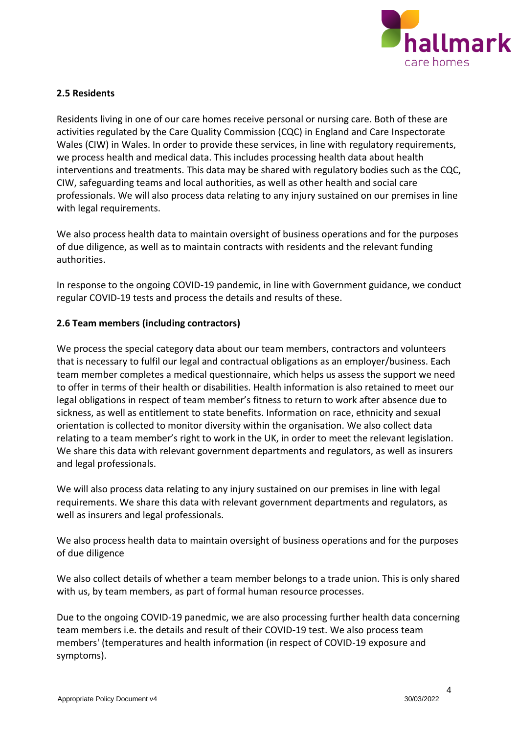### 2.5 Residents

Residents living in one of our care homes receive personal or nursing care. Both of these are activities regulated by the Care Quality Commission (CQC) in England and Care Inspectorate Wales (CIW) in Wales. In order to provide these services, in line with regulatory requirements, we process health and medical data. This includes processing health data about health interventions and treatments. This data may be shared with regulatory bodies such as the CQC, CIW, safeguarding teams and local authorities, as well as other health and social care professionals. We will also process data relating to any injury sustained on our premises in line with legal requirements.

We also process health data to maintain oversight of business operations and for the purposes of due diligence, as well as to maintain contracts with residents and the relevant funding authorities.

In response to the ongoing COVID-19 pandemic, in line with Government guidance, we conduct regular COVID-19 tests and process the details and results of these.

### 2.6 Team members (including contractors)

We process the special category data about our team members, contractors and volunteers that is necessary to fulfil our legal and contractual obligations as an employer/business. Each team member completes a medical questionnaire, which helps us assess the support we need to offer in terms of their health or disabilities. Health information is also retained to meet our legal obligations in respect of team member's fitness to return to work after absence due to sickness, as well as entitlement to state benefits. Information on race, ethnicity and sexual orientation is collected to monitor diversity within the organisation. We also collect data relating to a team member's right to work in the UK, in order to meet the relevant legislation. We share this data with relevant government departments and regulators, as well as insurers and legal professionals.

We will also process data relating to any injury sustained on our premises in line with legal requirements. We share this data with relevant government departments and regulators, as well as insurers and legal professionals.

We also process health data to maintain oversight of business operations and for the purposes of due diligence

We also collect details of whether a team member belongs to a trade union. This is only shared with us, by team members, as part of formal human resource processes.

Due to the ongoing COVID-19 panedmic, we are also processing further health data concerning team members i.e. the details and result of their COVID-19 test. We also process team members' (temperatures and health information (in respect of COVID-19 exposure and symptoms).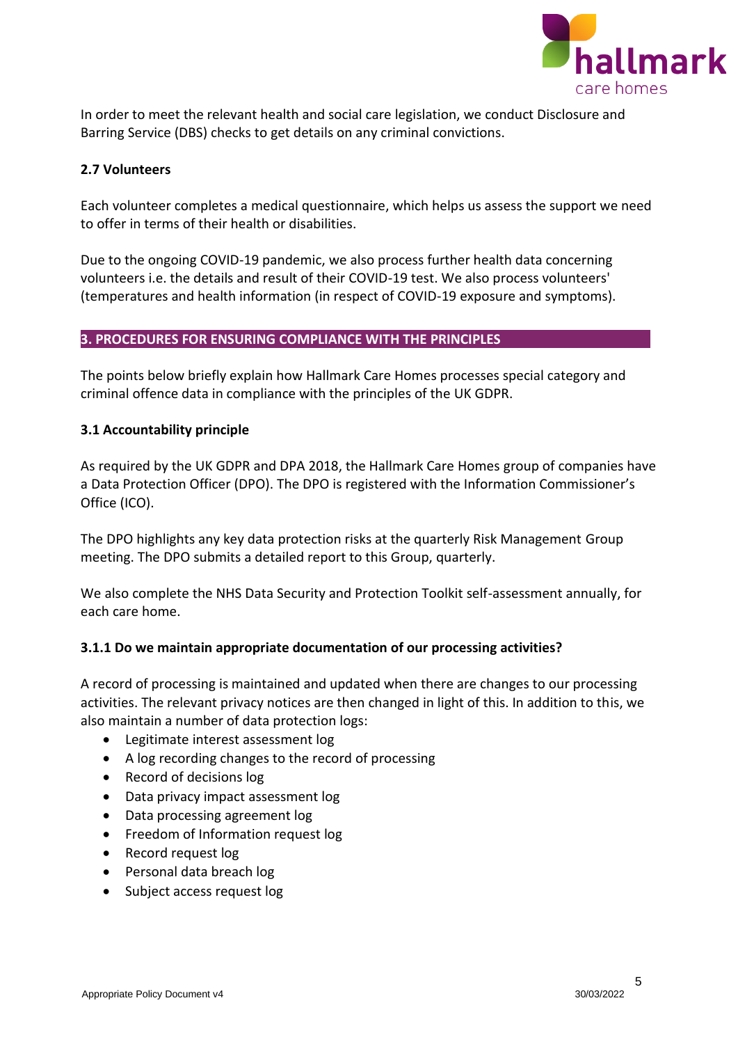In order to meet the relevant health and social care legislation, we conduct Disclosure and Barring Service (DBS) checks to get details on any criminal convictions.

### 2.7 Volunteers

Each volunteer completes a medical questionnaire, which helps us assess the support we need to offer in terms of their health or disabilities.

Due to the ongoing COVID-19 pandemic, we also process further health data concerning volunteers i.e. the details and result of their COVID-19 test. We also process volunteers' (temperatures and health information (in respect of COVID-19 exposure and symptoms).

## 3. PROCEDURES FOR ENSURING COMPLIANCE WITH THE PRINCIPLES

The points below briefly explain how Hallmark Care Homes processes special category and criminal offence data in compliance with the principles of the UK GDPR.

### 3.1 Accountability principle

As required by the UK GDPR and DPA 2018, the Hallmark Care Homes group of companies have a Data Protection Officer (DPO). The DPO is registered with the Information Commissioner's Office (ICO).

The DPO highlights any key data protection risks at the quarterly Risk Management Group meeting. The DPO submits a detailed report to this Group, quarterly.

We also complete the NHS Data Security and Protection Toolkit self-assessment annually, for each care home.

#### 3.1.1 Do we maintain appropriate documentation of our processing activities?

A record of processing is maintained and updated when there are changes to our processing activities. The relevant privacy notices are then changed in light of this. In addition to this, we also maintain a number of data protection logs:

- Legitimate interest assessment log
- A log recording changes to the record of processing
- Record of decisions log
- Data privacy impact assessment log
- Data processing agreement log
- Freedom of Information request log
- Record request log
- Personal data breach log
- Subject access request log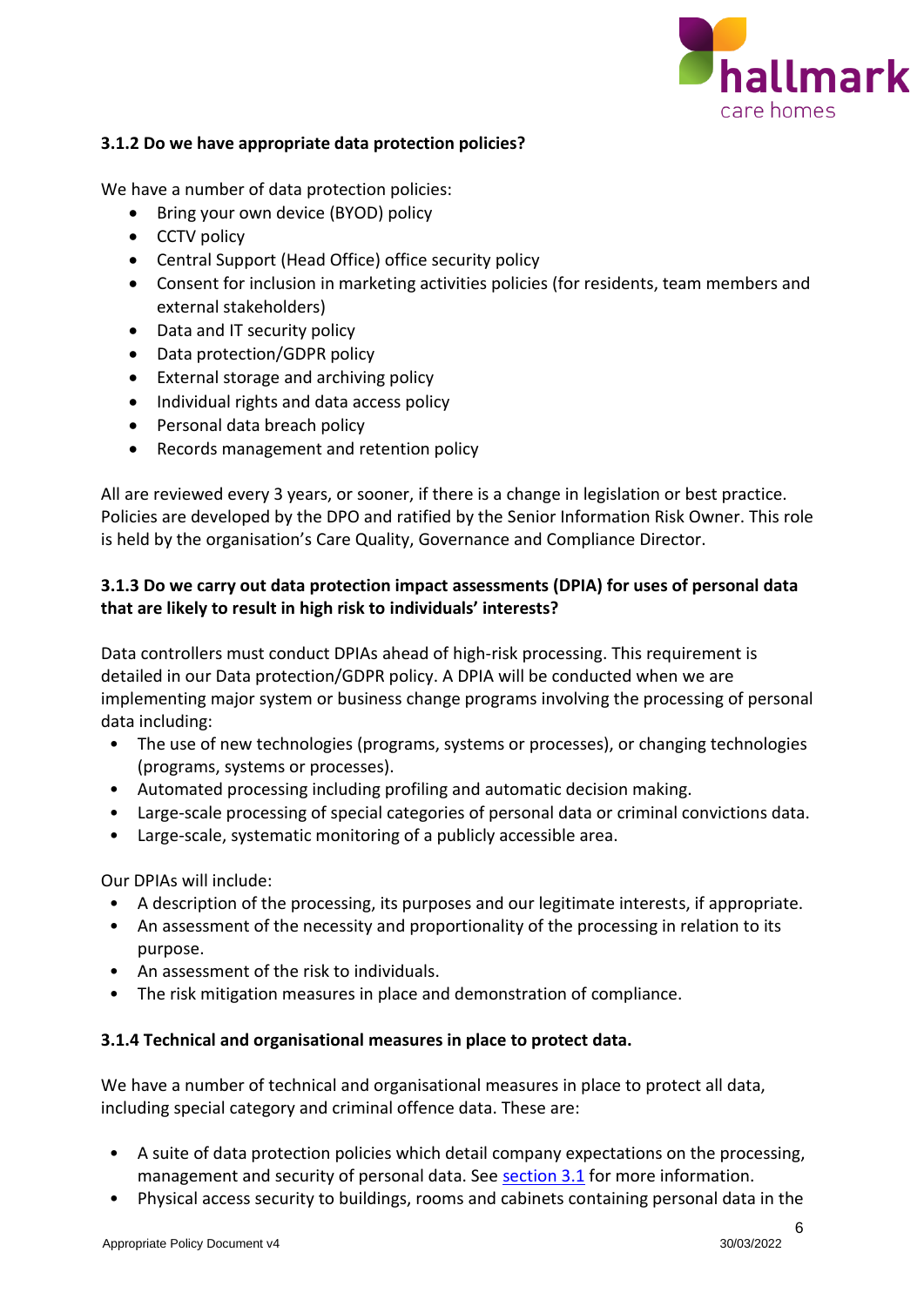### 3.1.2 Do we have appropriate data protection policies?

We have a number of data protection policies:

- Bring your own device (BYOD) policy
- CCTV policy
- Central Support (Head Office) office security policy
- Consent for inclusion in marketing activities policies (for residents, team members and external stakeholders)
- Data and IT security policy
- Data protection/GDPR policy
- External storage and archiving policy
- Individual rights and data access policy
- Personal data breach policy
- Records management and retention policy

All are reviewed every 3 years, or sooner, if there is a change in legislation or best practice. Policies are developed by the DPO and ratified by the Senior Information Risk Owner. This role is held by the organisation's Care Quality, Governance and Compliance Director.

### 3.1.3 Do we carry out data protection impact assessments (DPIA) for uses of personal data that are likely to result in high risk to individuals' interests?

Data controllers must conduct DPIAs ahead of high-risk processing. This requirement is detailed in our Data protection/GDPR policy. A DPIA will be conducted when we are implementing major system or business change programs involving the processing of personal data including:

- The use of new technologies (programs, systems or processes), or changing technologies (programs, systems or processes).
- Automated processing including profiling and automatic decision making.
- Large-scale processing of special categories of personal data or criminal convictions data.
- Large-scale, systematic monitoring of a publicly accessible area.

Our DPIAs will include:

- A description of the processing, its purposes and our legitimate interests, if appropriate.
- An assessment of the necessity and proportionality of the processing in relation to its purpose.
- An assessment of the risk to individuals.
- The risk mitigation measures in place and demonstration of compliance.

### 3.1.4 Technical and organisational measures in place to protect data.

We have a number of technical and organisational measures in place to protect all data, including special category and criminal offence data. These are:

- A suite of data protection policies which detail company expectations on the processing, management and security of personal data. See [section 3.1](#) for more information.
- Physical access security to buildings, rooms and cabinets containing personal data in the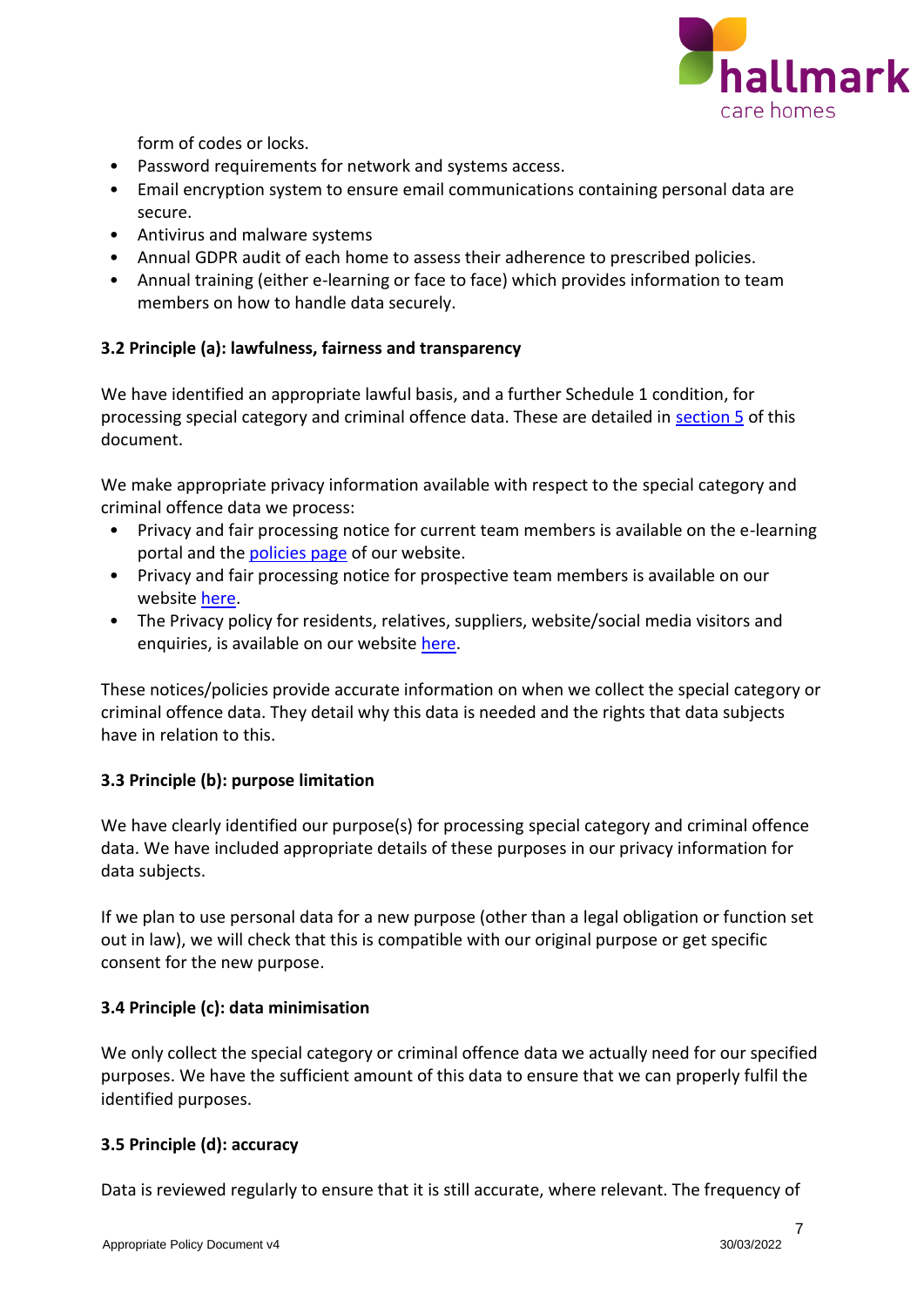form of codes or locks.
- Password requirements for network and systems access.
- Email encryption system to ensure email communications containing personal data are secure.
- Antivirus and malware systems
- Annual GDPR audit of each home to assess their adherence to prescribed policies.
- Annual training (either e-learning or face to face) which provides information to team members on how to handle data securely.

### 3.2 Principle (a): lawfulness, fairness and transparency

We have identified an appropriate lawful basis, and a further Schedule 1 condition, for processing special category and criminal offence data. These are detailed in section 5 of this document.

We make appropriate privacy information available with respect to the special category and criminal offence data we process:
- Privacy and fair processing notice for current team members is available on the e-learning portal and the policies page of our website.
- Privacy and fair processing notice for prospective team members is available on our website here.
- The Privacy policy for residents, relatives, suppliers, website/social media visitors and enquiries, is available on our website here.

These notices/policies provide accurate information on when we collect the special category or criminal offence data. They detail why this data is needed and the rights that data subjects have in relation to this.

### 3.3 Principle (b): purpose limitation

We have clearly identified our purpose(s) for processing special category and criminal offence data. We have included appropriate details of these purposes in our privacy information for data subjects.

If we plan to use personal data for a new purpose (other than a legal obligation or function set out in law), we will check that this is compatible with our original purpose or get specific consent for the new purpose.

### 3.4 Principle (c): data minimisation

We only collect the special category or criminal offence data we actually need for our specified purposes. We have the sufficient amount of this data to ensure that we can properly fulfil the identified purposes.

### 3.5 Principle (d): accuracy

Data is reviewed regularly to ensure that it is still accurate, where relevant. The frequency of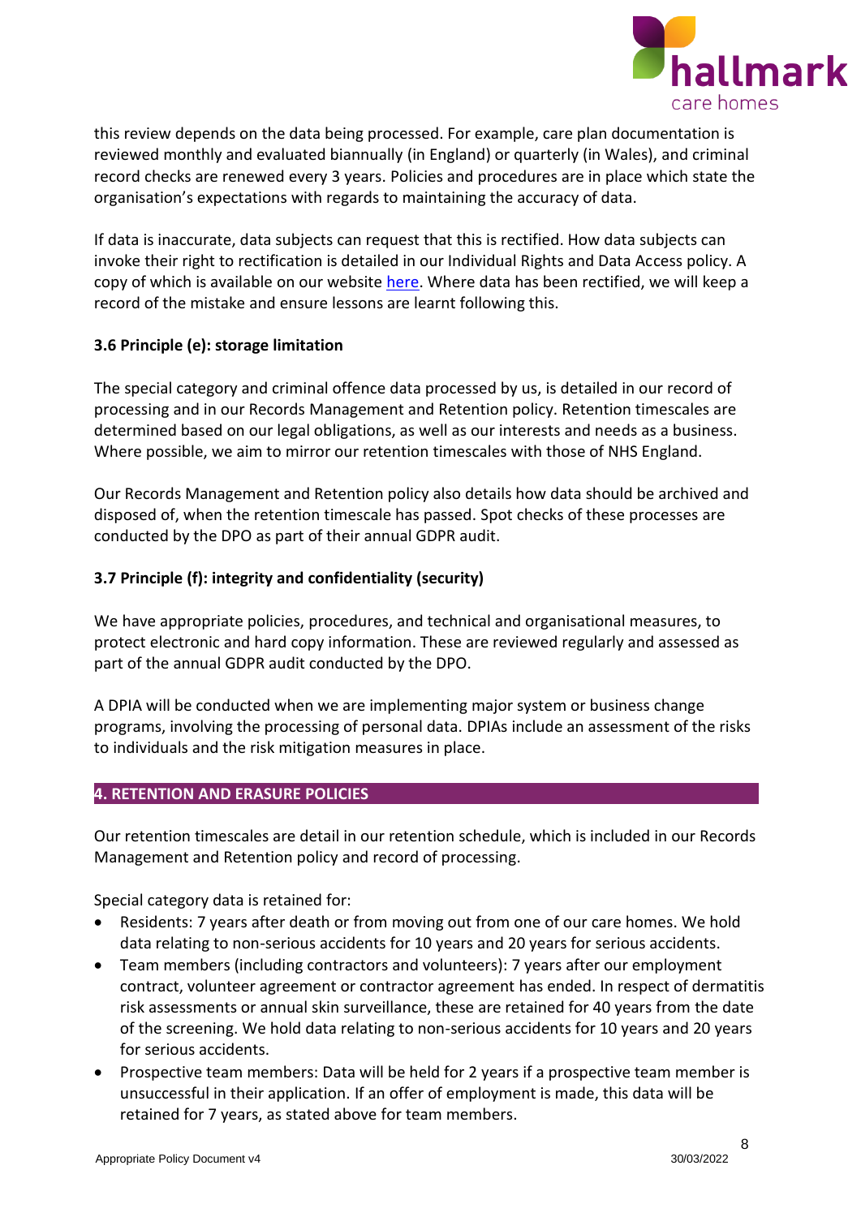this review depends on the data being processed. For example, care plan documentation is reviewed monthly and evaluated biannually (in England) or quarterly (in Wales), and criminal record checks are renewed every 3 years. Policies and procedures are in place which state the organisation's expectations with regards to maintaining the accuracy of data.

If data is inaccurate, data subjects can request that this is rectified. How data subjects can invoke their right to rectification is detailed in our Individual Rights and Data Access policy. A copy of which is available on our website [here](). Where data has been rectified, we will keep a record of the mistake and ensure lessons are learnt following this.

### 3.6 Principle (e): storage limitation

The special category and criminal offence data processed by us, is detailed in our record of processing and in our Records Management and Retention policy. Retention timescales are determined based on our legal obligations, as well as our interests and needs as a business. Where possible, we aim to mirror our retention timescales with those of NHS England.

Our Records Management and Retention policy also details how data should be archived and disposed of, when the retention timescale has passed. Spot checks of these processes are conducted by the DPO as part of their annual GDPR audit.

### 3.7 Principle (f): integrity and confidentiality (security)

We have appropriate policies, procedures, and technical and organisational measures, to protect electronic and hard copy information. These are reviewed regularly and assessed as part of the annual GDPR audit conducted by the DPO.

A DPIA will be conducted when we are implementing major system or business change programs, involving the processing of personal data. DPIAs include an assessment of the risks to individuals and the risk mitigation measures in place.

## 4. RETENTION AND ERASURE POLICIES

Our retention timescales are detail in our retention schedule, which is included in our Records Management and Retention policy and record of processing.

Special category data is retained for:

- Residents: 7 years after death or from moving out from one of our care homes. We hold data relating to non-serious accidents for 10 years and 20 years for serious accidents.
- Team members (including contractors and volunteers): 7 years after our employment contract, volunteer agreement or contractor agreement has ended. In respect of dermatitis risk assessments or annual skin surveillance, these are retained for 40 years from the date of the screening. We hold data relating to non-serious accidents for 10 years and 20 years for serious accidents.
- Prospective team members: Data will be held for 2 years if a prospective team member is unsuccessful in their application. If an offer of employment is made, this data will be retained for 7 years, as stated above for team members.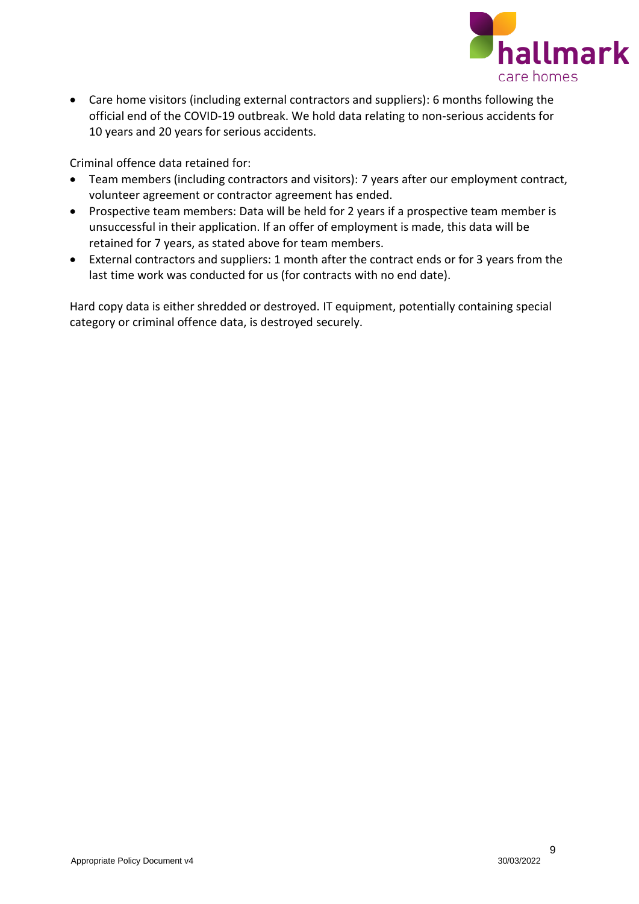- Care home visitors (including external contractors and suppliers): 6 months following the official end of the COVID-19 outbreak. We hold data relating to non-serious accidents for 10 years and 20 years for serious accidents.

Criminal offence data retained for:

- Team members (including contractors and visitors): 7 years after our employment contract, volunteer agreement or contractor agreement has ended.
- Prospective team members: Data will be held for 2 years if a prospective team member is unsuccessful in their application. If an offer of employment is made, this data will be retained for 7 years, as stated above for team members.
- External contractors and suppliers: 1 month after the contract ends or for 3 years from the last time work was conducted for us (for contracts with no end date).

Hard copy data is either shredded or destroyed. IT equipment, potentially containing special category or criminal offence data, is destroyed securely.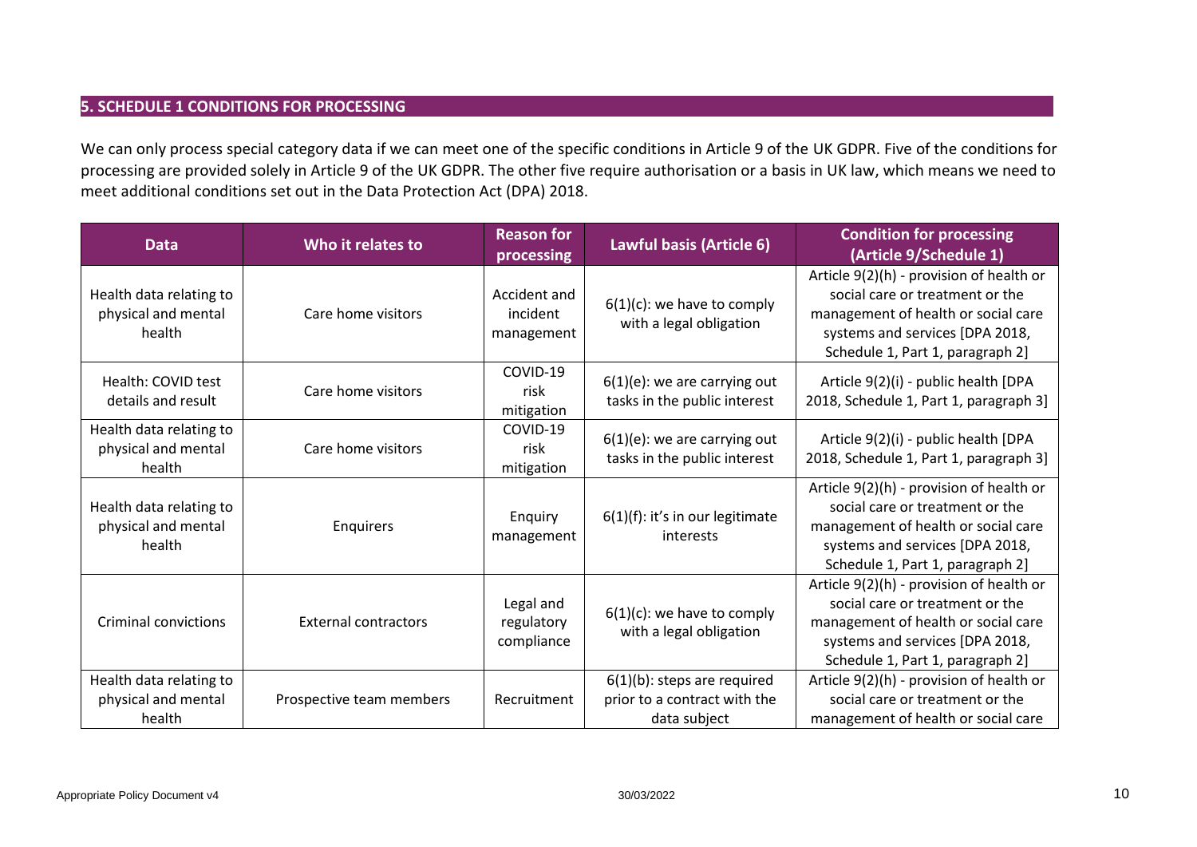## 5. SCHEDULE 1 CONDITIONS FOR PROCESSING

We can only process special category data if we can meet one of the specific conditions in Article 9 of the UK GDPR. Five of the conditions for processing are provided solely in Article 9 of the UK GDPR. The other five require authorisation or a basis in UK law, which means we need to meet additional conditions set out in the Data Protection Act (DPA) 2018.

| Data | Who it relates to | Reason for processing | Lawful basis (Article 6) | Condition for processing (Article 9/Schedule 1) |
|---|---|---|---|---|
| Health data relating to physical and mental health | Care home visitors | Accident and incident management | 6(1)(c): we have to comply with a legal obligation | Article 9(2)(h) - provision of health or social care or treatment or the management of health or social care systems and services [DPA 2018, Schedule 1, Part 1, paragraph 2] |
| Health: COVID test details and result | Care home visitors | COVID-19 risk mitigation | 6(1)(e): we are carrying out tasks in the public interest | Article 9(2)(i) - public health [DPA 2018, Schedule 1, Part 1, paragraph 3] |
| Health data relating to physical and mental health | Care home visitors | COVID-19 risk mitigation | 6(1)(e): we are carrying out tasks in the public interest | Article 9(2)(i) - public health [DPA 2018, Schedule 1, Part 1, paragraph 3] |
| Health data relating to physical and mental health | Enquirers | Enquiry management | 6(1)(f): it's in our legitimate interests | Article 9(2)(h) - provision of health or social care or treatment or the management of health or social care systems and services [DPA 2018, Schedule 1, Part 1, paragraph 2] |
| Criminal convictions | External contractors | Legal and regulatory compliance | 6(1)(c): we have to comply with a legal obligation | Article 9(2)(h) - provision of health or social care or treatment or the management of health or social care systems and services [DPA 2018, Schedule 1, Part 1, paragraph 2] |
| Health data relating to physical and mental health | Prospective team members | Recruitment | 6(1)(b): steps are required prior to a contract with the data subject | Article 9(2)(h) - provision of health or social care or treatment or the management of health or social care |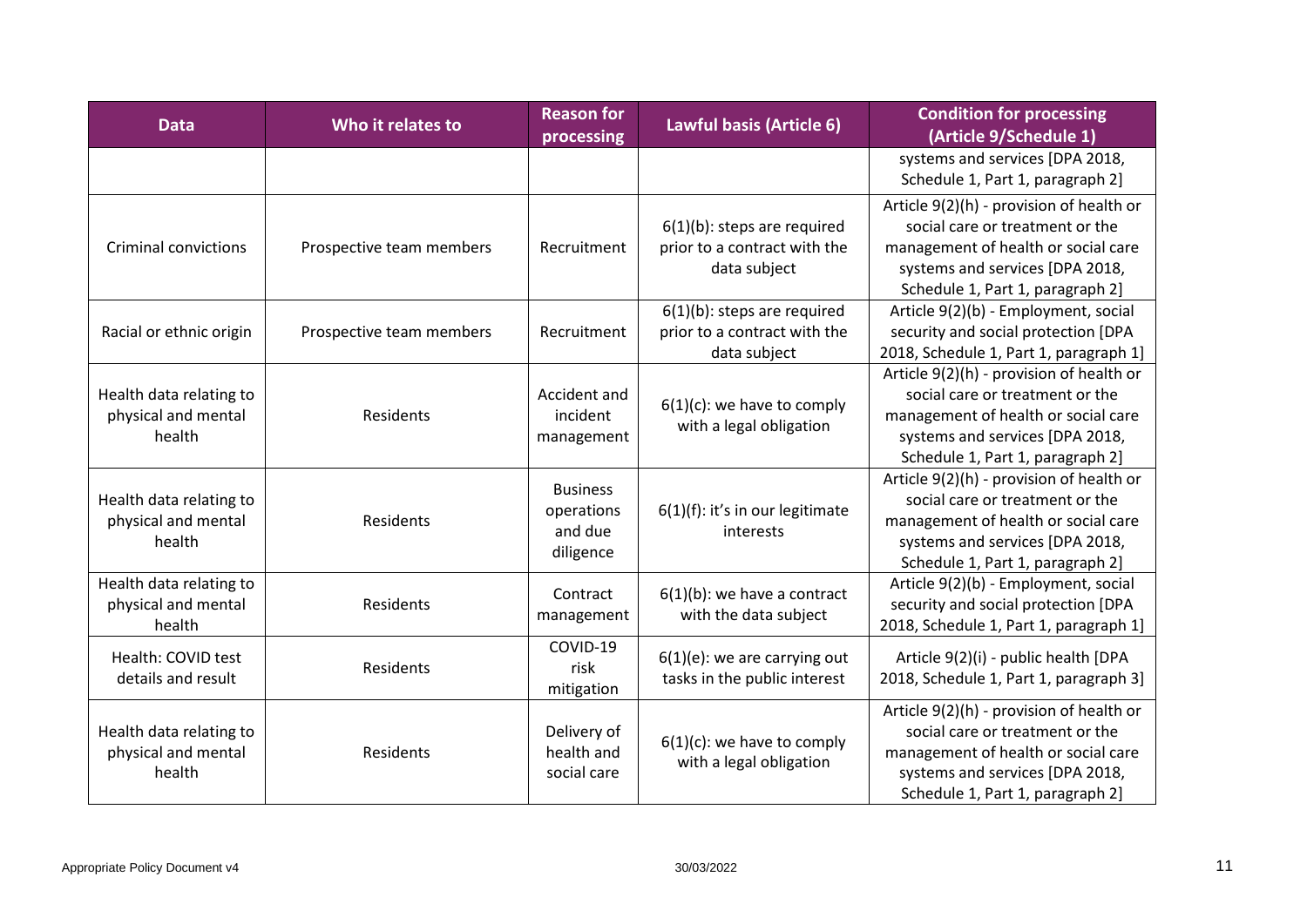| Data | Who it relates to | Reason for processing | Lawful basis (Article 6) | Condition for processing (Article 9/Schedule 1) |
|---|---|---|---|---|
| | | | | systems and services [DPA 2018, Schedule 1, Part 1, paragraph 2] |
| Criminal convictions | Prospective team members | Recruitment | 6(1)(b): steps are required prior to a contract with the data subject | Article 9(2)(h) - provision of health or social care or treatment or the management of health or social care systems and services [DPA 2018, Schedule 1, Part 1, paragraph 2] |
| Racial or ethnic origin | Prospective team members | Recruitment | 6(1)(b): steps are required prior to a contract with the data subject | Article 9(2)(b) - Employment, social security and social protection [DPA 2018, Schedule 1, Part 1, paragraph 1] |
| Health data relating to physical and mental health | Residents | Accident and incident management | 6(1)(c): we have to comply with a legal obligation | Article 9(2)(h) - provision of health or social care or treatment or the management of health or social care systems and services [DPA 2018, Schedule 1, Part 1, paragraph 2] |
| Health data relating to physical and mental health | Residents | Business operations and due diligence | 6(1)(f): it's in our legitimate interests | Article 9(2)(h) - provision of health or social care or treatment or the management of health or social care systems and services [DPA 2018, Schedule 1, Part 1, paragraph 2] |
| Health data relating to physical and mental health | Residents | Contract management | 6(1)(b): we have a contract with the data subject | Article 9(2)(b) - Employment, social security and social protection [DPA 2018, Schedule 1, Part 1, paragraph 1] |
| Health: COVID test details and result | Residents | COVID-19 risk mitigation | 6(1)(e): we are carrying out tasks in the public interest | Article 9(2)(i) - public health [DPA 2018, Schedule 1, Part 1, paragraph 3] |
| Health data relating to physical and mental health | Residents | Delivery of health and social care | 6(1)(c): we have to comply with a legal obligation | Article 9(2)(h) - provision of health or social care or treatment or the management of health or social care systems and services [DPA 2018, Schedule 1, Part 1, paragraph 2] |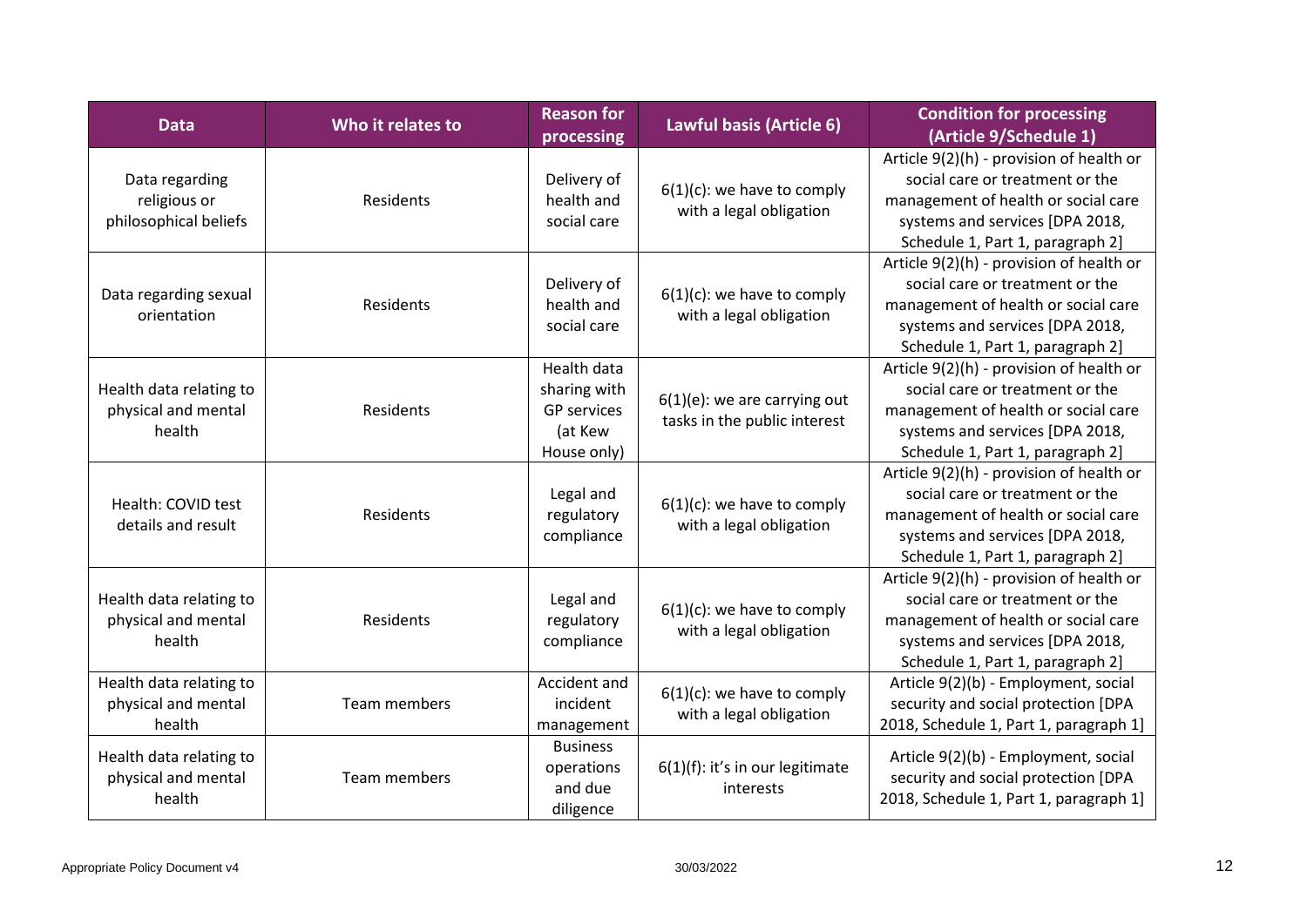| Data | Who it relates to | Reason for processing | Lawful basis (Article 6) | Condition for processing (Article 9/Schedule 1) |
|---|---|---|---|---|
| Data regarding religious or philosophical beliefs | Residents | Delivery of health and social care | 6(1)(c): we have to comply with a legal obligation | Article 9(2)(h) - provision of health or social care or treatment or the management of health or social care systems and services [DPA 2018, Schedule 1, Part 1, paragraph 2] |
| Data regarding sexual orientation | Residents | Delivery of health and social care | 6(1)(c): we have to comply with a legal obligation | Article 9(2)(h) - provision of health or social care or treatment or the management of health or social care systems and services [DPA 2018, Schedule 1, Part 1, paragraph 2] |
| Health data relating to physical and mental health | Residents | Health data sharing with GP services (at Kew House only) | 6(1)(e): we are carrying out tasks in the public interest | Article 9(2)(h) - provision of health or social care or treatment or the management of health or social care systems and services [DPA 2018, Schedule 1, Part 1, paragraph 2] |
| Health: COVID test details and result | Residents | Legal and regulatory compliance | 6(1)(c): we have to comply with a legal obligation | Article 9(2)(h) - provision of health or social care or treatment or the management of health or social care systems and services [DPA 2018, Schedule 1, Part 1, paragraph 2] |
| Health data relating to physical and mental health | Residents | Legal and regulatory compliance | 6(1)(c): we have to comply with a legal obligation | Article 9(2)(h) - provision of health or social care or treatment or the management of health or social care systems and services [DPA 2018, Schedule 1, Part 1, paragraph 2] |
| Health data relating to physical and mental health | Team members | Accident and incident management | 6(1)(c): we have to comply with a legal obligation | Article 9(2)(b) - Employment, social security and social protection [DPA 2018, Schedule 1, Part 1, paragraph 1] |
| Health data relating to physical and mental health | Team members | Business operations and due diligence | 6(1)(f): it's in our legitimate interests | Article 9(2)(b) - Employment, social security and social protection [DPA 2018, Schedule 1, Part 1, paragraph 1] |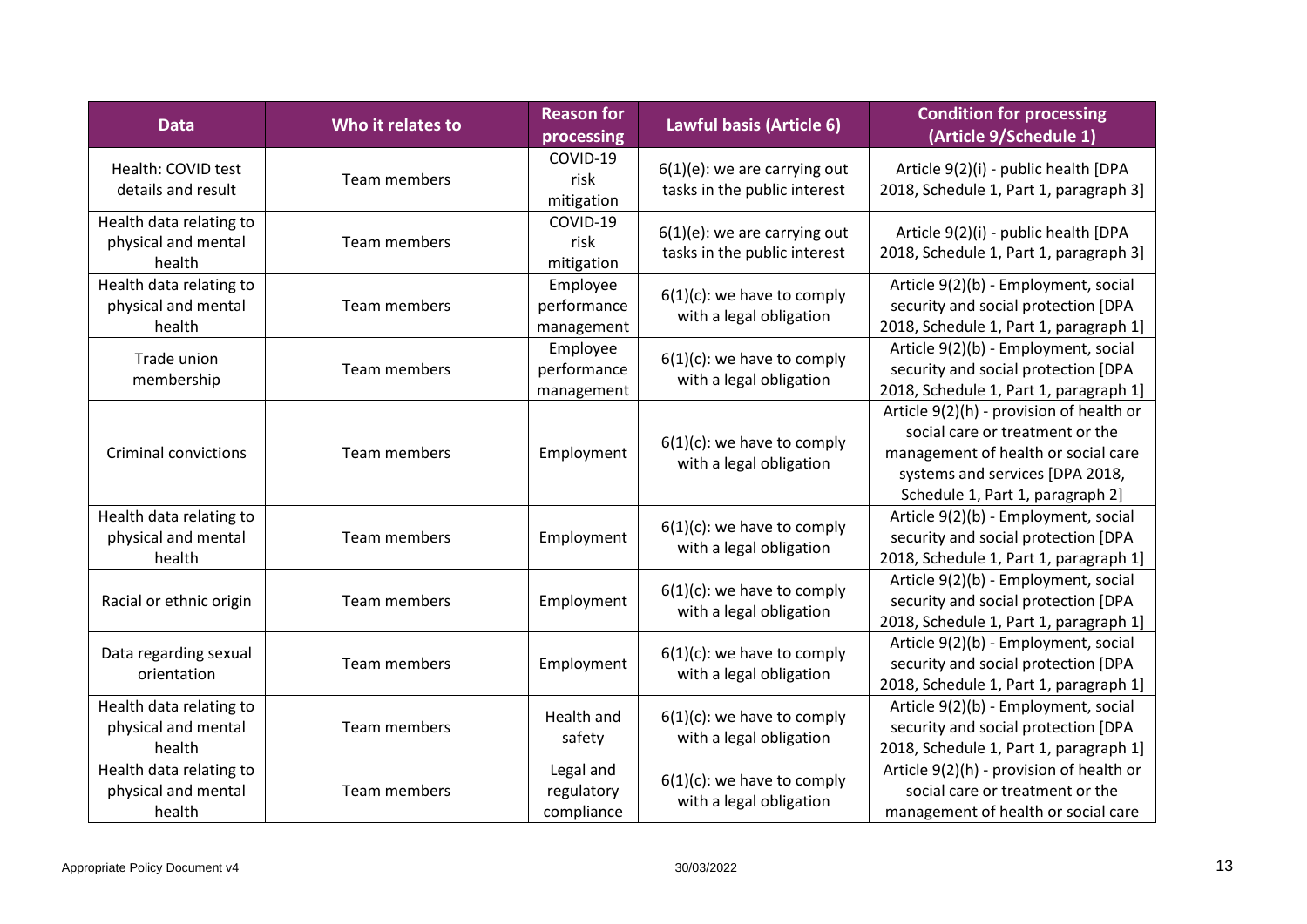| Data | Who it relates to | Reason for processing | Lawful basis (Article 6) | Condition for processing (Article 9/Schedule 1) |
|---|---|---|---|---|
| Health: COVID test details and result | Team members | COVID-19 risk mitigation | 6(1)(e): we are carrying out tasks in the public interest | Article 9(2)(i) - public health [DPA 2018, Schedule 1, Part 1, paragraph 3] |
| Health data relating to physical and mental health | Team members | COVID-19 risk mitigation | 6(1)(e): we are carrying out tasks in the public interest | Article 9(2)(i) - public health [DPA 2018, Schedule 1, Part 1, paragraph 3] |
| Health data relating to physical and mental health | Team members | Employee performance management | 6(1)(c): we have to comply with a legal obligation | Article 9(2)(b) - Employment, social security and social protection [DPA 2018, Schedule 1, Part 1, paragraph 1] |
| Trade union membership | Team members | Employee performance management | 6(1)(c): we have to comply with a legal obligation | Article 9(2)(b) - Employment, social security and social protection [DPA 2018, Schedule 1, Part 1, paragraph 1] |
| Criminal convictions | Team members | Employment | 6(1)(c): we have to comply with a legal obligation | Article 9(2)(h) - provision of health or social care or treatment or the management of health or social care systems and services [DPA 2018, Schedule 1, Part 1, paragraph 2] |
| Health data relating to physical and mental health | Team members | Employment | 6(1)(c): we have to comply with a legal obligation | Article 9(2)(b) - Employment, social security and social protection [DPA 2018, Schedule 1, Part 1, paragraph 1] |
| Racial or ethnic origin | Team members | Employment | 6(1)(c): we have to comply with a legal obligation | Article 9(2)(b) - Employment, social security and social protection [DPA 2018, Schedule 1, Part 1, paragraph 1] |
| Data regarding sexual orientation | Team members | Employment | 6(1)(c): we have to comply with a legal obligation | Article 9(2)(b) - Employment, social security and social protection [DPA 2018, Schedule 1, Part 1, paragraph 1] |
| Health data relating to physical and mental health | Team members | Health and safety | 6(1)(c): we have to comply with a legal obligation | Article 9(2)(b) - Employment, social security and social protection [DPA 2018, Schedule 1, Part 1, paragraph 1] |
| Health data relating to physical and mental health | Team members | Legal and regulatory compliance | 6(1)(c): we have to comply with a legal obligation | Article 9(2)(h) - provision of health or social care or treatment or the management of health or social care |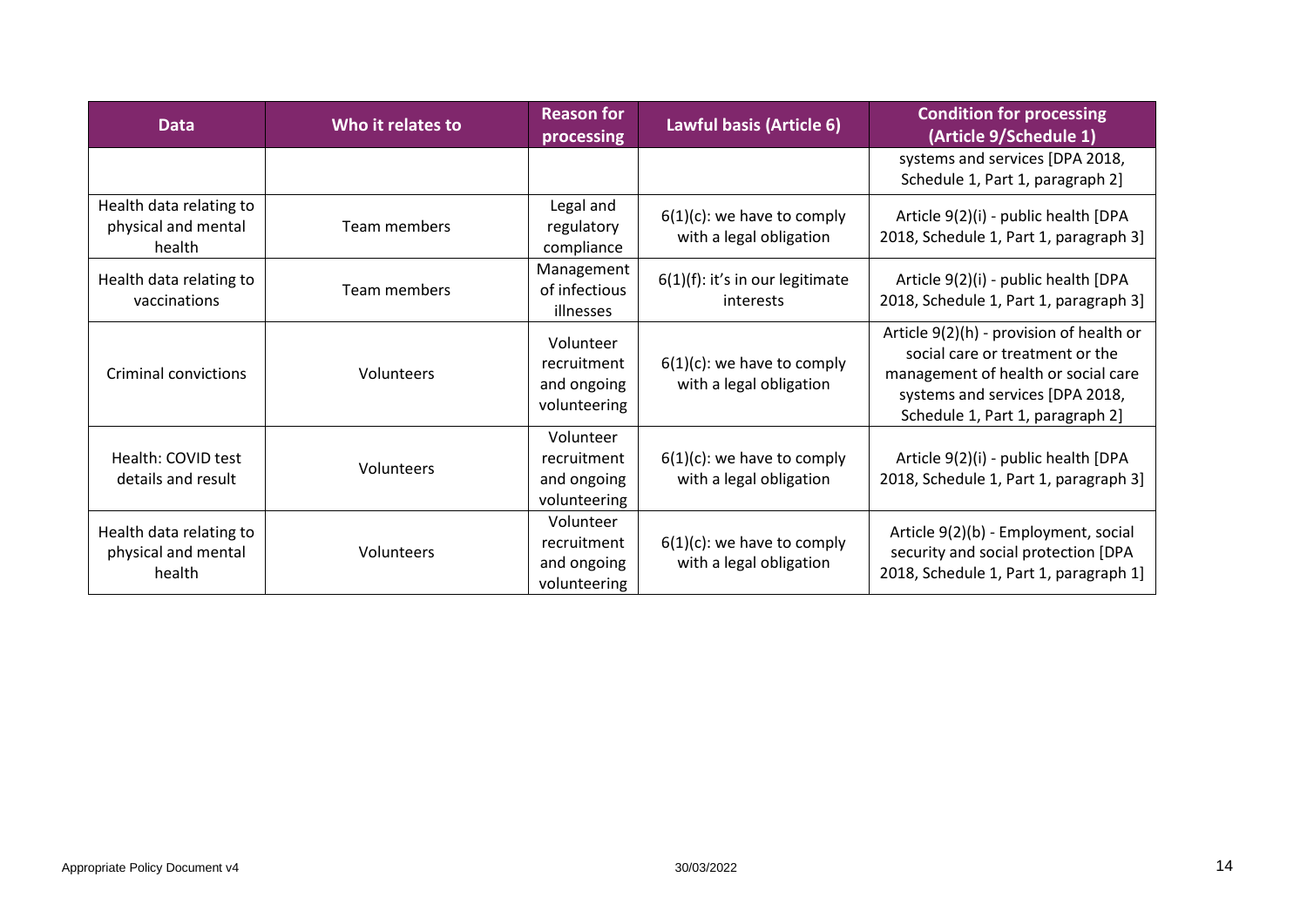| Data | Who it relates to | Reason for processing | Lawful basis (Article 6) | Condition for processing (Article 9/Schedule 1) |
|---|---|---|---|---|
| | | | | systems and services [DPA 2018, Schedule 1, Part 1, paragraph 2] |
| Health data relating to physical and mental health | Team members | Legal and regulatory compliance | 6(1)(c): we have to comply with a legal obligation | Article 9(2)(i) - public health [DPA 2018, Schedule 1, Part 1, paragraph 3] |
| Health data relating to vaccinations | Team members | Management of infectious illnesses | 6(1)(f): it's in our legitimate interests | Article 9(2)(i) - public health [DPA 2018, Schedule 1, Part 1, paragraph 3] |
| Criminal convictions | Volunteers | Volunteer recruitment and ongoing volunteering | 6(1)(c): we have to comply with a legal obligation | Article 9(2)(h) - provision of health or social care or treatment or the management of health or social care systems and services [DPA 2018, Schedule 1, Part 1, paragraph 2] |
| Health: COVID test details and result | Volunteers | Volunteer recruitment and ongoing volunteering | 6(1)(c): we have to comply with a legal obligation | Article 9(2)(i) - public health [DPA 2018, Schedule 1, Part 1, paragraph 3] |
| Health data relating to physical and mental health | Volunteers | Volunteer recruitment and ongoing volunteering | 6(1)(c): we have to comply with a legal obligation | Article 9(2)(b) - Employment, social security and social protection [DPA 2018, Schedule 1, Part 1, paragraph 1] |